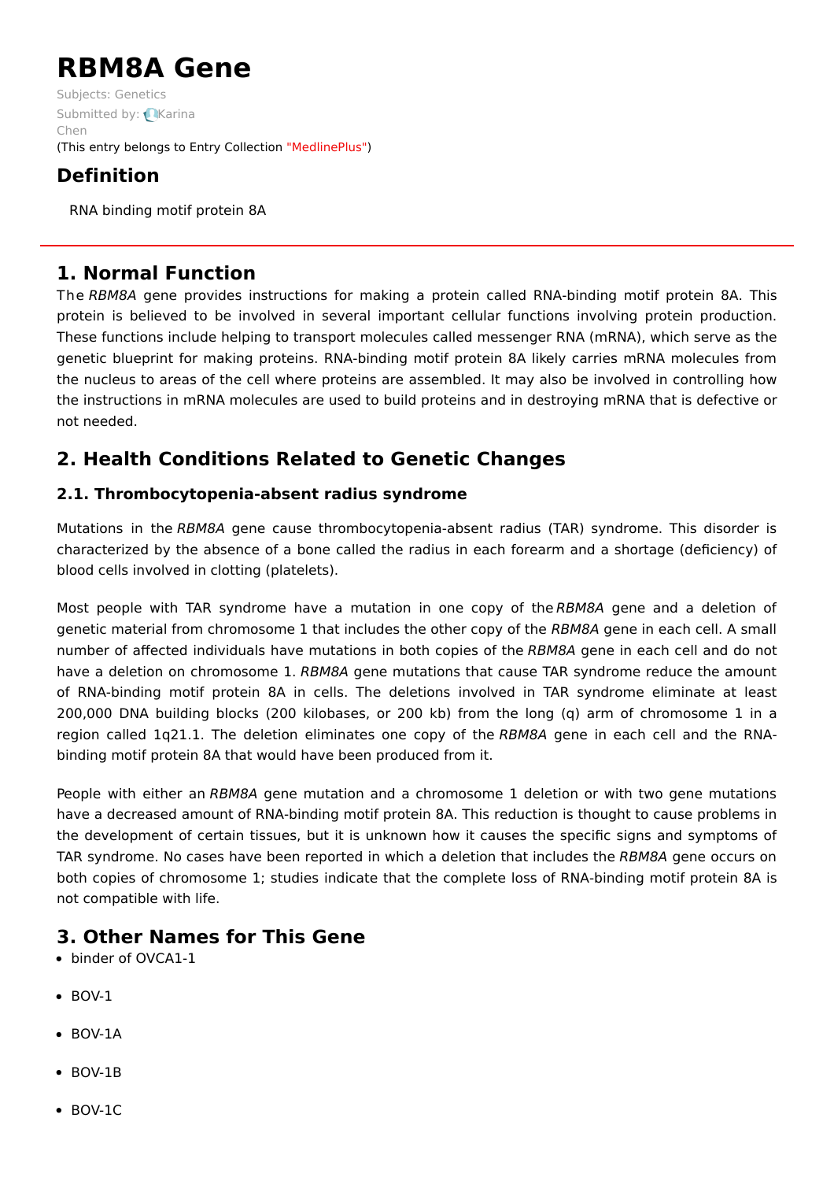# RBM8A Gene

Subjects: Genetics

Submitted by: Karina Chen

(This entry belongs to Entry Collection "MedlinePlus")

## Definition

RNA binding motif protein 8A

## 1. Normal Function

The *RBM8A* gene provides instructions for making a protein called RNA-binding motif protein 8A. This protein is believed to be involved in several important cellular functions involving protein production. These functions include helping to transport molecules called messenger RNA (mRNA), which serve as the genetic blueprint for making proteins. RNA-binding motif protein 8A likely carries mRNA molecules from the nucleus to areas of the cell where proteins are assembled. It may also be involved in controlling how the instructions in mRNA molecules are used to build proteins and in destroying mRNA that is defective or not needed.

## 2. Health Conditions Related to Genetic Changes

### 2.1. Thrombocytopenia-absent radius syndrome

Mutations in the *RBM8A* gene cause thrombocytopenia-absent radius (TAR) syndrome. This disorder is characterized by the absence of a bone called the radius in each forearm and a shortage (deficiency) of blood cells involved in clotting (platelets).

Most people with TAR syndrome have a mutation in one copy of the *RBM8A* gene and a deletion of genetic material from chromosome 1 that includes the other copy of the *RBM8A* gene in each cell. A small number of affected individuals have mutations in both copies of the *RBM8A* gene in each cell and do not have a deletion on chromosome 1. *RBM8A* gene mutations that cause TAR syndrome reduce the amount of RNA-binding motif protein 8A in cells. The deletions involved in TAR syndrome eliminate at least 200,000 DNA building blocks (200 kilobases, or 200 kb) from the long (q) arm of chromosome 1 in a region called 1q21.1. The deletion eliminates one copy of the *RBM8A* gene in each cell and the RNA-binding motif protein 8A that would have been produced from it.

People with either an *RBM8A* gene mutation and a chromosome 1 deletion or with two gene mutations have a decreased amount of RNA-binding motif protein 8A. This reduction is thought to cause problems in the development of certain tissues, but it is unknown how it causes the specific signs and symptoms of TAR syndrome. No cases have been reported in which a deletion that includes the *RBM8A* gene occurs on both copies of chromosome 1; studies indicate that the complete loss of RNA-binding motif protein 8A is not compatible with life.

## 3. Other Names for This Gene

- binder of OVCA1-1
- BOV-1
- BOV-1A
- BOV-1B
- BOV-1C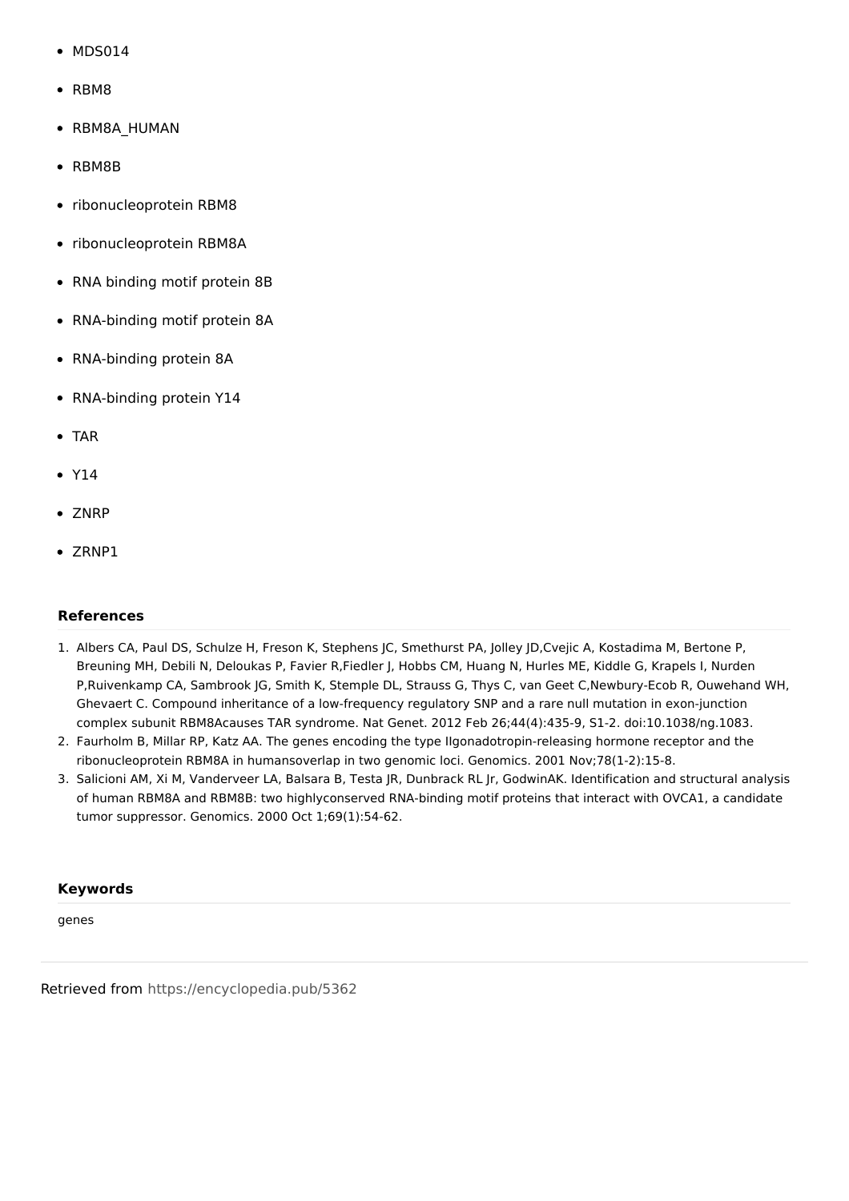- MDS014
- RBM8
- RBM8A_HUMAN
- RBM8B
- ribonucleoprotein RBM8
- ribonucleoprotein RBM8A
- RNA binding motif protein 8B
- RNA-binding motif protein 8A
- RNA-binding protein 8A
- RNA-binding protein Y14
- TAR
- Y14
- ZNRP
- ZRNP1

### References

1. Albers CA, Paul DS, Schulze H, Freson K, Stephens JC, Smethurst PA, Jolley JD,Cvejic A, Kostadima M, Bertone P, Breuning MH, Debili N, Deloukas P, Favier R,Fiedler J, Hobbs CM, Huang N, Hurles ME, Kiddle G, Krapels I, Nurden P,Ruivenkamp CA, Sambrook JG, Smith K, Stemple DL, Strauss G, Thys C, van Geet C,Newbury-Ecob R, Ouwehand WH, Ghevaert C. Compound inheritance of a low-frequency regulatory SNP and a rare null mutation in exon-junction complex subunit RBM8Acauses TAR syndrome. Nat Genet. 2012 Feb 26;44(4):435-9, S1-2. doi:10.1038/ng.1083.
2. Faurholm B, Millar RP, Katz AA. The genes encoding the type IIgonadotropin-releasing hormone receptor and the ribonucleoprotein RBM8A in humansoverlap in two genomic loci. Genomics. 2001 Nov;78(1-2):15-8.
3. Salicioni AM, Xi M, Vanderveer LA, Balsara B, Testa JR, Dunbrack RL Jr, GodwinAK. Identification and structural analysis of human RBM8A and RBM8B: two highlyconserved RNA-binding motif proteins that interact with OVCA1, a candidate tumor suppressor. Genomics. 2000 Oct 1;69(1):54-62.

### Keywords

genes

Retrieved from https://encyclopedia.pub/5362